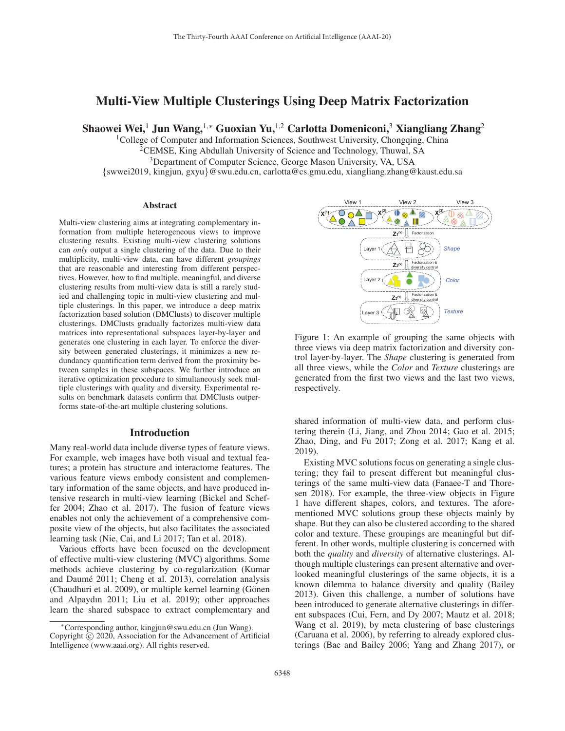# Multi-View Multiple Clusterings Using Deep Matrix Factorization

**Shaowei Wei,[1] Jun Wang,[1,∗] Guoxian Yu,[1,2] Carlotta Domeniconi,[3] Xiangliang Zhang[2]**

[1]College of Computer and Information Sciences, Southwest University, Chongqing, China
[2]CEMSE, King Abdullah University of Science and Technology, Thuwal, SA
[3]Department of Computer Science, George Mason University, VA, USA
{swwei2019, kingjun, gxyu}@swu.edu.cn, carlotta@cs.gmu.edu, xiangliang.zhang@kaust.edu.sa

## Abstract

Multi-view clustering aims at integrating complementary information from multiple heterogeneous views to improve clustering results. Existing multi-view clustering solutions can *only* output a single clustering of the data. Due to their multiplicity, multi-view data, can have different *groupings* that are reasonable and interesting from different perspectives. However, how to find multiple, meaningful, and diverse clustering results from multi-view data is still a rarely studied and challenging topic in multi-view clustering and multiple clusterings. In this paper, we introduce a deep matrix factorization based solution (DMClusts) to discover multiple clusterings. DMClusts gradually factorizes multi-view data matrices into representational subspaces layer-by-layer and generates one clustering in each layer. To enforce the diversity between generated clusterings, it minimizes a new redundancy quantification term derived from the proximity between samples in these subspaces. We further introduce an iterative optimization procedure to simultaneously seek multiple clusterings with quality and diversity. Experimental results on benchmark datasets confirm that DMClusts outperforms state-of-the-art multiple clustering solutions.

## Introduction

Many real-world data include diverse types of feature views. For example, web images have both visual and textual features; a protein has structure and interactome features. The various feature views embody consistent and complementary information of the same objects, and have produced intensive research in multi-view learning (Bickel and Scheffer 2004; Zhao et al. 2017). The fusion of feature views enables not only the achievement of a comprehensive composite view of the objects, but also facilitates the associated learning task (Nie, Cai, and Li 2017; Tan et al. 2018).

Various efforts have been focused on the development of effective multi-view clustering (MVC) algorithms. Some methods achieve clustering by co-regularization (Kumar and Daumé 2011; Cheng et al. 2013), correlation analysis (Chaudhuri et al. 2009), or multiple kernel learning (Gönen and Alpaydın 2011; Liu et al. 2019); other approaches learn the shared subspace to extract complementary and shared information of multi-view data, and perform clustering therein (Li, Jiang, and Zhou 2014; Gao et al. 2015; Zhao, Ding, and Fu 2017; Zong et al. 2017; Kang et al. 2019).

Figure 1: An example of grouping the same objects with three views via deep matrix factorization and diversity control layer-by-layer. The *Shape* clustering is generated from all three views, while the *Color* and *Texture* clusterings are generated from the first two views and the last two views, respectively.

Existing MVC solutions focus on generating a single clustering; they fail to present different but meaningful clusterings of the same multi-view data (Fanaee-T and Thoresen 2018). For example, the three-view objects in Figure 1 have different shapes, colors, and textures. The aforementioned MVC solutions group these objects mainly by shape. But they can also be clustered according to the shared color and texture. These groupings are meaningful but different. In other words, multiple clustering is concerned with both the *quality* and *diversity* of alternative clusterings. Although multiple clusterings can present alternative and overlooked meaningful clusterings of the same objects, it is a known dilemma to balance diversity and quality (Bailey 2013). Given this challenge, a number of solutions have been introduced to generate alternative clusterings in different subspaces (Cui, Fern, and Dy 2007; Mautz et al. 2018; Wang et al. 2019), by meta clustering of base clusterings (Caruana et al. 2006), by referring to already explored clusterings (Bae and Bailey 2006; Yang and Zhang 2017), or

---

∗Corresponding author, kingjun@swu.edu.cn (Jun Wang).
Copyright © 2020, Association for the Advancement of Artificial Intelligence (www.aaai.org). All rights reserved.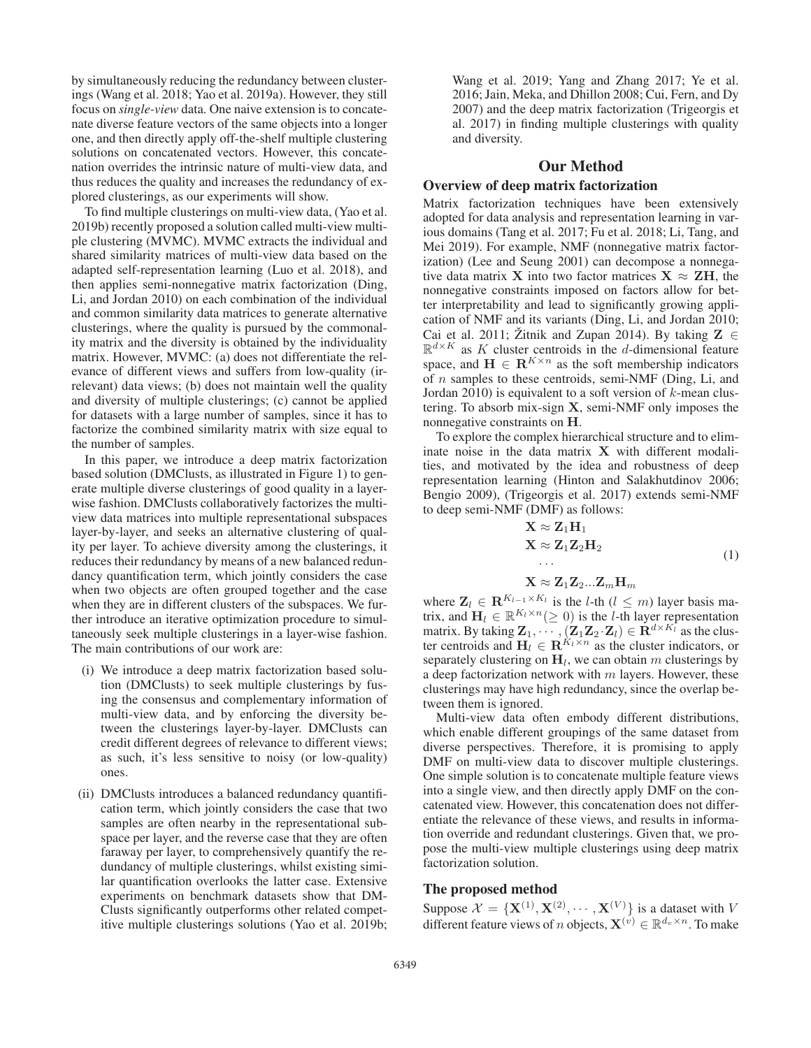by simultaneously reducing the redundancy between clusterings (Wang et al. 2018; Yao et al. 2019a). However, they still focus on *single-view* data. One naive extension is to concatenate diverse feature vectors of the same objects into a longer one, and then directly apply off-the-shelf multiple clustering solutions on concatenated vectors. However, this concatenation overrides the intrinsic nature of multi-view data, and thus reduces the quality and increases the redundancy of explored clusterings, as our experiments will show.

To find multiple clusterings on multi-view data, (Yao et al. 2019b) recently proposed a solution called multi-view multiple clustering (MVMC). MVMC extracts the individual and shared similarity matrices of multi-view data based on the adapted self-representation learning (Luo et al. 2018), and then applies semi-nonnegative matrix factorization (Ding, Li, and Jordan 2010) on each combination of the individual and common similarity data matrices to generate alternative clusterings, where the quality is pursued by the commonality matrix and the diversity is obtained by the individuality matrix. However, MVMC: (a) does not differentiate the relevance of different views and suffers from low-quality (irrelevant) data views; (b) does not maintain well the quality and diversity of multiple clusterings; (c) cannot be applied for datasets with a large number of samples, since it has to factorize the combined similarity matrix with size equal to the number of samples.

In this paper, we introduce a deep matrix factorization based solution (DMClusts, as illustrated in Figure 1) to generate multiple diverse clusterings of good quality in a layer-wise fashion. DMClusts collaboratively factorizes the multi-view data matrices into multiple representational subspaces layer-by-layer, and seeks an alternative clustering of quality per layer. To achieve diversity among the clusterings, it reduces their redundancy by means of a new balanced redundancy quantification term, which jointly considers the case when two objects are often grouped together and the case when they are in different clusters of the subspaces. We further introduce an iterative optimization procedure to simultaneously seek multiple clusterings in a layer-wise fashion. The main contributions of our work are:

- (i) We introduce a deep matrix factorization based solution (DMClusts) to seek multiple clusterings by fusing the consensus and complementary information of multi-view data, and by enforcing the diversity between the clusterings layer-by-layer. DMClusts can credit different degrees of relevance to different views; as such, it's less sensitive to noisy (or low-quality) ones.
- (ii) DMClusts introduces a balanced redundancy quantification term, which jointly considers the case that two samples are often nearby in the representational subspace per layer, and the reverse case that they are often faraway per layer, to comprehensively quantify the redundancy of multiple clusterings, whilst existing similar quantification overlooks the latter case. Extensive experiments on benchmark datasets show that DMClusts significantly outperforms other related competitive multiple clusterings solutions (Yao et al. 2019b; Wang et al. 2019; Yang and Zhang 2017; Ye et al. 2016; Jain, Meka, and Dhillon 2008; Cui, Fern, and Dy 2007) and the deep matrix factorization (Trigeorgis et al. 2017) in finding multiple clusterings with quality and diversity.

# Our Method

## Overview of deep matrix factorization

Matrix factorization techniques have been extensively adopted for data analysis and representation learning in various domains (Tang et al. 2017; Fu et al. 2018; Li, Tang, and Mei 2019). For example, NMF (nonnegative matrix factorization) (Lee and Seung 2001) can decompose a nonnegative data matrix $\mathbf{X}$ into two factor matrices $\mathbf{X} \approx \mathbf{ZH}$, the nonnegative constraints imposed on factors allow for better interpretability and lead to significantly growing application of NMF and its variants (Ding, Li, and Jordan 2010; Cai et al. 2011; Žitnik and Zupan 2014). By taking $\mathbf{Z} \in \mathbb{R}^{d \times K}$ as $K$ cluster centroids in the $d$-dimensional feature space, and $\mathbf{H} \in \mathbf{R}^{K \times n}$ as the soft membership indicators of $n$ samples to these centroids, semi-NMF (Ding, Li, and Jordan 2010) is equivalent to a soft version of $k$-mean clustering. To absorb mix-sign $\mathbf{X}$, semi-NMF only imposes the nonnegative constraints on $\mathbf{H}$.

To explore the complex hierarchical structure and to eliminate noise in the data matrix $\mathbf{X}$ with different modalities, and motivated by the idea and robustness of deep representation learning (Hinton and Salakhutdinov 2006; Bengio 2009), (Trigeorgis et al. 2017) extends semi-NMF to deep semi-NMF (DMF) as follows:

$$
\begin{aligned}
&\mathbf{X} \approx \mathbf{Z}_1\mathbf{H}_1 \\
&\mathbf{X} \approx \mathbf{Z}_1\mathbf{Z}_2\mathbf{H}_2 \\
&\quad \cdots \\
&\mathbf{X} \approx \mathbf{Z}_1\mathbf{Z}_2...\mathbf{Z}_m\mathbf{H}_m
\end{aligned}
\tag{1}
$$

where $\mathbf{Z}_l \in \mathbf{R}^{K_{l-1} \times K_l}$ is the $l$-th ($l \leq m$) layer basis matrix, and $\mathbf{H}_l \in \mathbb{R}^{K_l \times n} (\geq 0)$ is the $l$-th layer representation matrix. By taking $\mathbf{Z}_1, \cdots, (\mathbf{Z}_1\mathbf{Z}_2 \cdot \mathbf{Z}_l) \in \mathbf{R}^{d \times K_l}$ as the cluster centroids and $\mathbf{H}_l \in \mathbf{R}^{K_l \times n}$ as the cluster indicators, or separately clustering on $\mathbf{H}_l$, we can obtain $m$ clusterings by a deep factorization network with $m$ layers. However, these clusterings may have high redundancy, since the overlap between them is ignored.

Multi-view data often embody different distributions, which enable different groupings of the same dataset from diverse perspectives. Therefore, it is promising to apply DMF on multi-view data to discover multiple clusterings. One simple solution is to concatenate multiple feature views into a single view, and then directly apply DMF on the concatenated view. However, this concatenation does not differentiate the relevance of these views, and results in information override and redundant clusterings. Given that, we propose the multi-view multiple clusterings using deep matrix factorization solution.

## The proposed method

Suppose $\mathcal{X} = \{\mathbf{X}^{(1)}, \mathbf{X}^{(2)}, \cdots, \mathbf{X}^{(V)}\}$ is a dataset with $V$ different feature views of $n$ objects, $\mathbf{X}^{(v)} \in \mathbb{R}^{d_v \times n}$. To make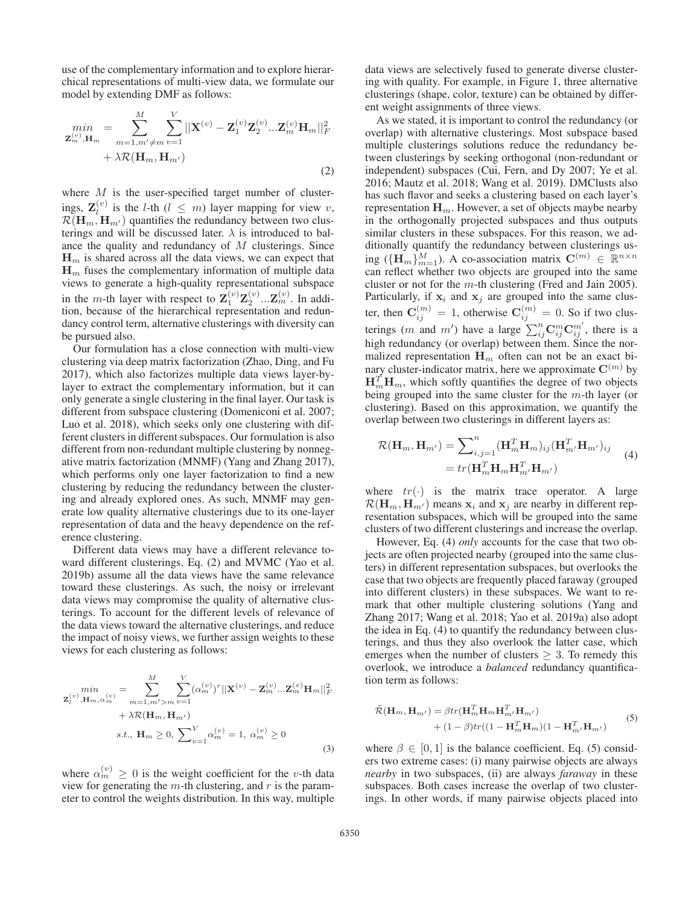use of the complementary information and to explore hierarchical representations of multi-view data, we formulate our model by extending DMF as follows:

$$
\begin{aligned}
\min_{\mathbf{Z}_m^{(v)}, \mathbf{H}_m} = & \sum_{m=1, m' \neq m}^{M} \sum_{v=1}^{V} ||\mathbf{X}^{(v)} - \mathbf{Z}_1^{(v)} \mathbf{Z}_2^{(v)} ... \mathbf{Z}_m^{(v)} \mathbf{H}_m||_F^2 \\
& + \lambda \mathcal{R}(\mathbf{H}_m, \mathbf{H}_{m'})
\end{aligned}
\tag{2}
$$

where $M$ is the user-specified target number of clusterings, $\mathbf{Z}_l^{(v)}$ is the $l$-th ($l \leq m$) layer mapping for view $v$, $\mathcal{R}(\mathbf{H}_m, \mathbf{H}_{m'})$ quantifies the redundancy between two clusterings and will be discussed later. $\lambda$ is introduced to balance the quality and redundancy of $M$ clusterings. Since $\mathbf{H}_m$ is shared across all the data views, we can expect that $\mathbf{H}_m$ fuses the complementary information of multiple data views to generate a high-quality representational subspace in the $m$-th layer with respect to $\mathbf{Z}_1^{(v)} \mathbf{Z}_2^{(v)} ... \mathbf{Z}_m^{(v)}$. In addition, because of the hierarchical representation and redundancy control term, alternative clusterings with diversity can be pursued also.

Our formulation has a close connection with multi-view clustering via deep matrix factorization (Zhao, Ding, and Fu 2017), which also factorizes multiple data views layer-by-layer to extract the complementary information, but it can only generate a single clustering in the final layer. Our task is different from subspace clustering (Domeniconi et al. 2007; Luo et al. 2018), which seeks only one clustering with different clusters in different subspaces. Our formulation is also different from non-redundant multiple clustering by nonnegative matrix factorization (MNMF) (Yang and Zhang 2017), which performs only one layer factorization to find a new clustering by reducing the redundancy between the clustering and already explored ones. As such, MNMF may generate low quality alternative clusterings due to its one-layer representation of data and the heavy dependence on the reference clustering.

Different data views may have a different relevance toward different clusterings. Eq. (2) and MVMC (Yao et al. 2019b) assume all the data views have the same relevance toward these clusterings. As such, the noisy or irrelevant data views may compromise the quality of alternative clusterings. To account for the different levels of relevance of the data views toward the alternative clusterings, and reduce the impact of noisy views, we further assign weights to these views for each clustering as follows:

$$
\begin{aligned}
\min_{\mathbf{Z}_l^{(v)}, \mathbf{H}_m, \alpha_m^{(v)}} = & \sum_{m=1, m' > m}^{M} \sum_{v=1}^{V} (\alpha_m^{(v)})^r ||\mathbf{X}^{(v)} - \mathbf{Z}_m^{(v)} ... \mathbf{Z}_m^{(v)} \mathbf{H}_m||_F^2 \\
& + \lambda \mathcal{R}(\mathbf{H}_m, \mathbf{H}_{m'}) \\
& s.t., \ \mathbf{H}_m \geq 0, \ \sum_{v=1}^{V} \alpha_m^{(v)} = 1, \ \alpha_m^{(v)} \geq 0
\end{aligned}
\tag{3}
$$

where $\alpha_m^{(v)} \geq 0$ is the weight coefficient for the $v$-th data view for generating the $m$-th clustering, and $r$ is the parameter to control the weights distribution. In this way, multiple data views are selectively fused to generate diverse clustering with quality. For example, in Figure 1, three alternative clusterings (shape, color, texture) can be obtained by different weight assignments of three views.

As we stated, it is important to control the redundancy (or overlap) with alternative clusterings. Most subspace based multiple clusterings solutions reduce the redundancy between clusterings by seeking orthogonal (non-redundant or independent) subspaces (Cui, Fern, and Dy 2007; Ye et al. 2016; Mautz et al. 2018; Wang et al. 2019). DMClusts also has such flavor and seeks a clustering based on each layer's representation $\mathbf{H}_m$. However, a set of objects maybe nearby in the orthogonally projected subspaces and thus outputs similar clusters in these subspaces. For this reason, we additionally quantify the redundancy between clusterings using ($\{\mathbf{H}_m\}_{m=1}^M$). A co-association matrix $\mathbf{C}^{(m)} \in \mathbb{R}^{n \times n}$ can reflect whether two objects are grouped into the same cluster or not for the $m$-th clustering (Fred and Jain 2005). Particularly, if $\mathbf{x}_i$ and $\mathbf{x}_j$ are grouped into the same cluster, then $\mathbf{C}_{ij}^{(m)} = 1$, otherwise $\mathbf{C}_{ij}^{(m)} = 0$. So if two clusterings ($m$ and $m'$) have a large $\sum_{ij}^n \mathbf{C}_{ij}^m \mathbf{C}_{ij}^{m'}$, there is a high redundancy (or overlap) between them. Since the normalized representation $\mathbf{H}_m$ often can not be an exact binary cluster-indicator matrix, here we approximate $\mathbf{C}^{(m)}$ by $\mathbf{H}_m^T \mathbf{H}_m$, which softly quantifies the degree of two objects being grouped into the same cluster for the $m$-th layer (or clustering). Based on this approximation, we quantify the overlap between two clusterings in different layers as:

$$
\begin{aligned}
\mathcal{R}(\mathbf{H}_m, \mathbf{H}_{m'}) &= \sum_{i,j=1}^{n} (\mathbf{H}_m^T \mathbf{H}_m)_{ij} (\mathbf{H}_{m'}^T \mathbf{H}_{m'})_{ij} \\
&= tr(\mathbf{H}_m^T \mathbf{H}_m \mathbf{H}_{m'}^T \mathbf{H}_{m'})
\end{aligned}
\tag{4}
$$

where $tr(\cdot)$ is the matrix trace operator. A large $\mathcal{R}(\mathbf{H}_m, \mathbf{H}_{m'})$ means $\mathbf{x}_i$ and $\mathbf{x}_j$ are nearby in different representation subspaces, which will be grouped into the same clusters of two different clusterings and increase the overlap.

However, Eq. (4) *only* accounts for the case that two objects are often projected nearby (grouped into the same clusters) in different representation subspaces, but overlooks the case that two objects are frequently placed faraway (grouped into different clusters) in these subspaces. We want to remark that other multiple clustering solutions (Yang and Zhang 2017; Wang et al. 2018; Yao et al. 2019a) also adopt the idea in Eq. (4) to quantify the redundancy between clusterings, and thus they also overlook the latter case, which emerges when the number of clusters $\geq 3$. To remedy this overlook, we introduce a *balanced* redundancy quantification term as follows:

$$
\begin{aligned}
\tilde{\mathcal{R}}(\mathbf{H}_m, \mathbf{H}_{m'}) = & \beta tr(\mathbf{H}_m^T \mathbf{H}_m \mathbf{H}_{m'}^T \mathbf{H}_{m'}) \\
& + (1 - \beta) tr((1 - \mathbf{H}_m^T \mathbf{H}_m)(1 - \mathbf{H}_{m'}^T \mathbf{H}_{m'})
\end{aligned}
\tag{5}
$$

where $\beta \in [0, 1]$ is the balance coefficient. Eq. (5) considers two extreme cases: (i) many pairwise objects are always *nearby* in two subspaces, (ii) are always *faraway* in these subspaces. Both cases increase the overlap of two clusterings. In other words, if many pairwise objects placed into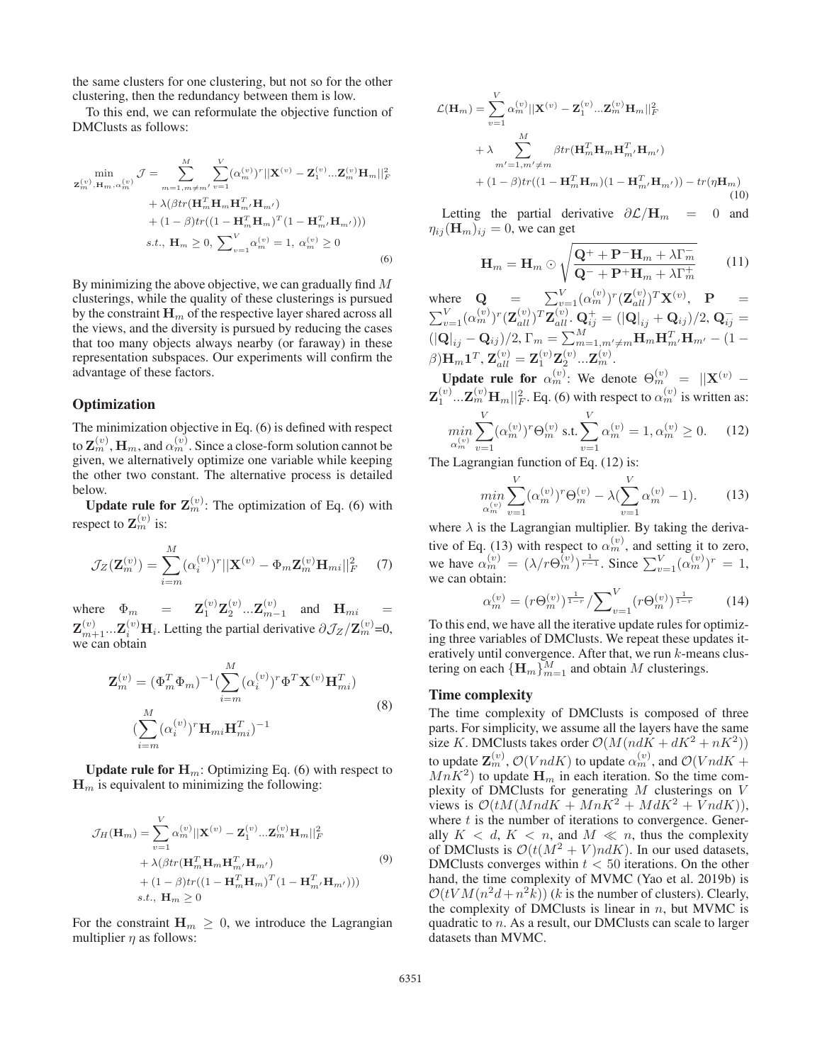the same clusters for one clustering, but not so for the other clustering, then the redundancy between them is low.

To this end, we can reformulate the objective function of DMClusts as follows:

$$
\begin{aligned}
\min_{\mathbf{Z}_m^{(v)}, \mathbf{H}_m, \alpha_m^{(v)}} \mathcal{J} = & \sum_{m=1, m \neq m'}^{M} \sum_{v=1}^{V} (\alpha_m^{(v)})^r ||\mathbf{X}^{(v)} - \mathbf{Z}_1^{(v)} ... \mathbf{Z}_m^{(v)} \mathbf{H}_m||_F^2 \\
& + \lambda (\beta tr(\mathbf{H}_m^T \mathbf{H}_m \mathbf{H}_{m'}^T \mathbf{H}_{m'}) \\
& + (1-\beta) tr((1 - \mathbf{H}_m^T \mathbf{H}_m)^T (1 - \mathbf{H}_{m'}^T \mathbf{H}_{m'}))) \\
& s.t., \; \mathbf{H}_m \geq 0, \; \sum\nolimits_{v=1}^{V} \alpha_m^{(v)} = 1, \; \alpha_m^{(v)} \geq 0
\end{aligned} \tag{6}
$$

By minimizing the above objective, we can gradually find $M$ clusterings, while the quality of these clusterings is pursued by the constraint $\mathbf{H}_m$ of the respective layer shared across all the views, and the diversity is pursued by reducing the cases that too many objects always nearby (or faraway) in these representation subspaces. Our experiments will confirm the advantage of these factors.

## Optimization

The minimization objective in Eq. (6) is defined with respect to $\mathbf{Z}_m^{(v)}$, $\mathbf{H}_m$, and $\alpha_m^{(v)}$. Since a close-form solution cannot be given, we alternatively optimize one variable while keeping the other two constant. The alternative process is detailed below.

**Update rule for $\mathbf{Z}_m^{(v)}$**: The optimization of Eq. (6) with respect to $\mathbf{Z}_m^{(v)}$ is:

$$
\mathcal{J}_Z(\mathbf{Z}_m^{(v)}) = \sum_{i=m}^{M} (\alpha_i^{(v)})^r ||\mathbf{X}^{(v)} - \Phi_m \mathbf{Z}_m^{(v)} \mathbf{H}_{mi}||_F^2 \tag{7}
$$

where $\Phi_m = \mathbf{Z}_1^{(v)} \mathbf{Z}_2^{(v)} ... \mathbf{Z}_{m-1}^{(v)}$ and $\mathbf{H}_{mi} = \mathbf{Z}_{m+1}^{(v)} ... \mathbf{Z}_i^{(v)} \mathbf{H}_i$. Letting the partial derivative $\partial \mathcal{J}_Z / \mathbf{Z}_m^{(v)}$=0, we can obtain

$$
\begin{aligned}
\mathbf{Z}_m^{(v)} = & (\Phi_m^T \Phi_m)^{-1} (\sum_{i=m}^{M} (\alpha_i^{(v)})^r \Phi^T \mathbf{X}^{(v)} \mathbf{H}_{mi}^T) \\
& (\sum_{i=m}^{M} (\alpha_i^{(v)})^r \mathbf{H}_{mi} \mathbf{H}_{mi}^T)^{-1}
\end{aligned} \tag{8}
$$

**Update rule for $\mathbf{H}_m$**: Optimizing Eq. (6) with respect to $\mathbf{H}_m$ is equivalent to minimizing the following:

$$
\begin{aligned}
\mathcal{J}_H(\mathbf{H}_m) = & \sum_{v=1}^{V} \alpha_m^{(v)} ||\mathbf{X}^{(v)} - \mathbf{Z}_1^{(v)} ... \mathbf{Z}_m^{(v)} \mathbf{H}_m||_F^2 \\
& + \lambda (\beta tr(\mathbf{H}_m^T \mathbf{H}_m \mathbf{H}_{m'}^T \mathbf{H}_{m'}) \\
& + (1-\beta) tr((1 - \mathbf{H}_m^T \mathbf{H}_m)^T (1 - \mathbf{H}_{m'}^T \mathbf{H}_{m'}))) \\
& s.t., \; \mathbf{H}_m \geq 0
\end{aligned} \tag{9}
$$

For the constraint $\mathbf{H}_m \geq 0$, we introduce the Lagrangian multiplier $\eta$ as follows:

$$
\begin{aligned}
\mathcal{L}(\mathbf{H}_m) = & \sum_{v=1}^{V} \alpha_m^{(v)} ||\mathbf{X}^{(v)} - \mathbf{Z}_1^{(v)} ... \mathbf{Z}_m^{(v)} \mathbf{H}_m||_F^2 \\
& + \lambda \sum_{m'=1, m' \neq m}^{M} \beta tr(\mathbf{H}_m^T \mathbf{H}_m \mathbf{H}_{m'}^T \mathbf{H}_{m'}) \\
& + (1-\beta) tr((1 - \mathbf{H}_m^T \mathbf{H}_m)(1 - \mathbf{H}_{m'}^T \mathbf{H}_{m'})) - tr(\eta \mathbf{H}_m)
\end{aligned} \tag{10}
$$

Letting the partial derivative $\partial \mathcal{L} / \mathbf{H}_m = 0$ and $\eta_{ij} (\mathbf{H}_m)_{ij} = 0$, we can get

$$
\mathbf{H}_m = \mathbf{H}_m \odot \sqrt{\frac{\mathbf{Q}^+ + \mathbf{P}^- \mathbf{H}_m + \lambda \Gamma_m^-}{\mathbf{Q}^- + \mathbf{P}^+ \mathbf{H}_m + \lambda \Gamma_m^+}} \tag{11}
$$

where $\mathbf{Q} = \sum_{v=1}^{V} (\alpha_m^{(v)})^r (\mathbf{Z}_{all}^{(v)})^T \mathbf{X}^{(v)}$, $\mathbf{P} = \sum_{v=1}^{V} (\alpha_m^{(v)})^r (\mathbf{Z}_{all}^{(v)})^T \mathbf{Z}_{all}^{(v)}$. $\mathbf{Q}_{ij}^+ = (|\mathbf{Q}|_{ij} + \mathbf{Q}_{ij})/2$, $\mathbf{Q}_{ij}^- = (|\mathbf{Q}|_{ij} - \mathbf{Q}_{ij})/2$, $\Gamma_m = \sum_{m=1, m' \neq m}^{M} \mathbf{H}_m \mathbf{H}_{m'}^T \mathbf{H}_{m'} - (1-\beta) \mathbf{H}_m \mathbf{1}^T$, $\mathbf{Z}_{all}^{(v)} = \mathbf{Z}_1^{(v)} \mathbf{Z}_2^{(v)} ... \mathbf{Z}_m^{(v)}$.

**Update rule for $\alpha_m^{(v)}$**: We denote $\Theta_m^{(v)} = ||\mathbf{X}^{(v)} - \mathbf{Z}_1^{(v)} ... \mathbf{Z}_m^{(v)} \mathbf{H}_m||_F^2$. Eq. (6) with respect to $\alpha_m^{(v)}$ is written as:

$$
\min_{\alpha_m^{(v)}} \sum_{v=1}^{V} (\alpha_m^{(v)})^r \Theta_m^{(v)} \;\text{s.t.} \sum_{v=1}^{V} \alpha_m^{(v)} = 1, \alpha_m^{(v)} \geq 0. \tag{12}
$$

The Lagrangian function of Eq. (12) is:

$$
\min_{\alpha_m^{(v)}} \sum_{v=1}^{V} (\alpha_m^{(v)})^r \Theta_m^{(v)} - \lambda (\sum_{v=1}^{V} \alpha_m^{(v)} - 1). \tag{13}
$$

where $\lambda$ is the Lagrangian multiplier. By taking the derivative of Eq. (13) with respect to $\alpha_m^{(v)}$, and setting it to zero, we have $\alpha_m^{(v)} = (\lambda / r\Theta_m^{(v)})^{\frac{1}{r-1}}$. Since $\sum_{v=1}^{V} (\alpha_m^{(v)})^r = 1$, we can obtain:

$$
\alpha_m^{(v)} = (r\Theta_m^{(v)})^{\frac{1}{1-r}} / \sum\nolimits_{v=1}^{V} (r\Theta_m^{(v)})^{\frac{1}{1-r}} \tag{14}
$$

To this end, we have all the iterative update rules for optimizing three variables of DMClusts. We repeat these updates iteratively until convergence. After that, we run $k$-means clustering on each $\{\mathbf{H}_m\}_{m=1}^{M}$ and obtain $M$ clusterings.

## Time complexity

The time complexity of DMClusts is composed of three parts. For simplicity, we assume all the layers have the same size $K$. DMClusts takes order $\mathcal{O}(M(ndK + dK^2 + nK^2))$ to update $\mathbf{Z}_m^{(v)}$, $\mathcal{O}(VndK)$ to update $\alpha_m^{(v)}$, and $\mathcal{O}(VndK + MnK^2)$ to update $\mathbf{H}_m$ in each iteration. So the time complexity of DMClusts for generating $M$ clusterings on $V$ views is $\mathcal{O}(tM(MndK + MnK^2 + MdK^2 + VndK))$, where $t$ is the number of iterations to convergence. Generally $K < d$, $K < n$, and $M \ll n$, thus the complexity of DMClusts is $\mathcal{O}(t(M^2 + V)ndK)$. In our used datasets, DMClusts converges within $t < 50$ iterations. On the other hand, the time complexity of MVMC (Yao et al. 2019b) is $\mathcal{O}(tVM(n^2 d + n^2 k))$ ($k$ is the number of clusters). Clearly, the complexity of DMClusts is linear in $n$, but MVMC is quadratic to $n$. As a result, our DMClusts can scale to larger datasets than MVMC.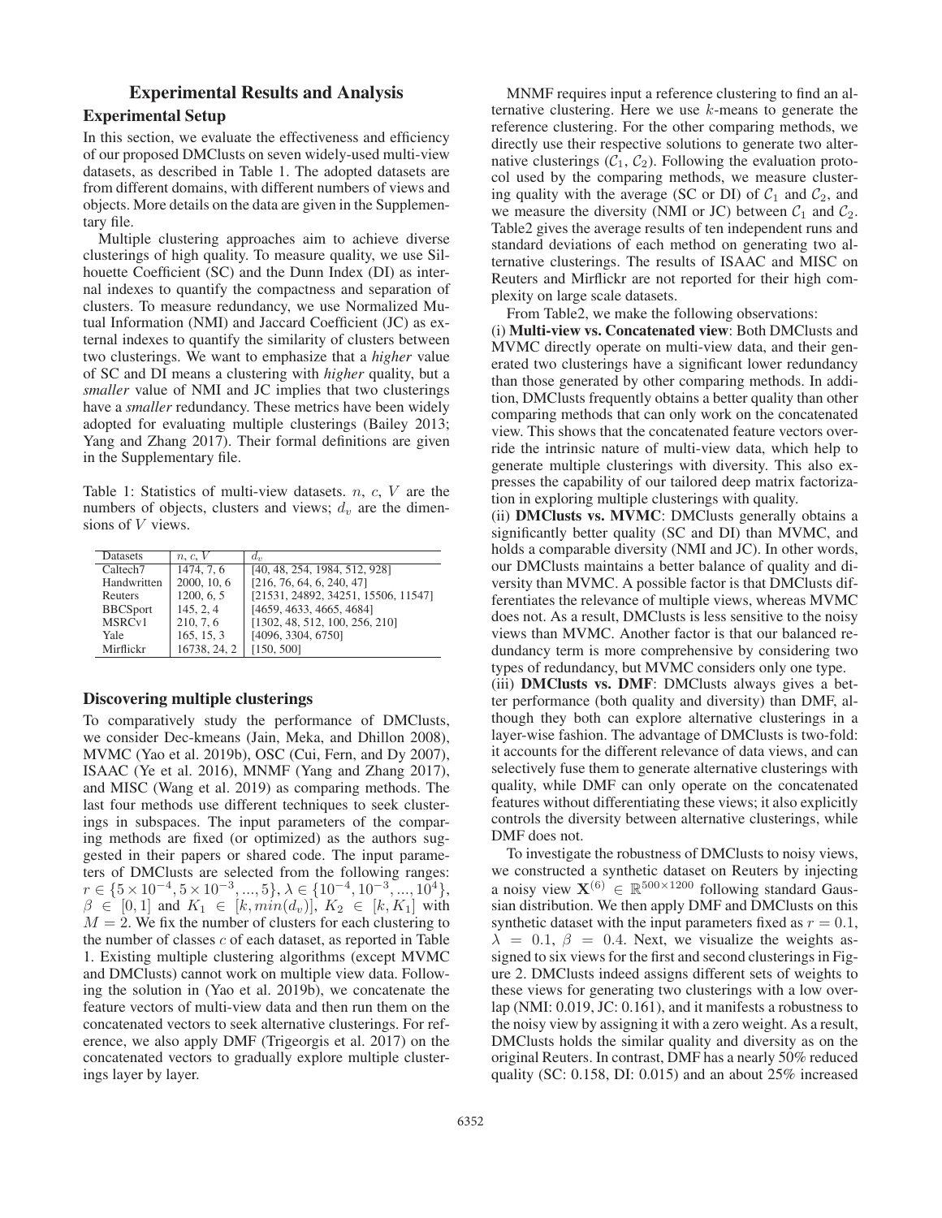## Experimental Results and Analysis

### Experimental Setup

In this section, we evaluate the effectiveness and efficiency of our proposed DMClusts on seven widely-used multi-view datasets, as described in Table 1. The adopted datasets are from different domains, with different numbers of views and objects. More details on the data are given in the Supplementary file.

Multiple clustering approaches aim to achieve diverse clusterings of high quality. To measure quality, we use Silhouette Coefficient (SC) and the Dunn Index (DI) as internal indexes to quantify the compactness and separation of clusters. To measure redundancy, we use Normalized Mutual Information (NMI) and Jaccard Coefficient (JC) as external indexes to quantify the similarity of clusters between two clusterings. We want to emphasize that a *higher* value of SC and DI means a clustering with *higher* quality, but a *smaller* value of NMI and JC implies that two clusterings have a *smaller* redundancy. These metrics have been widely adopted for evaluating multiple clusterings (Bailey 2013; Yang and Zhang 2017). Their formal definitions are given in the Supplementary file.

Table 1: Statistics of multi-view datasets. $n$, $c$, $V$ are the numbers of objects, clusters and views; $d_v$ are the dimensions of $V$ views.

| Datasets | $n$, $c$, $V$ | $d_v$ |
|---|---|---|
| Caltech7 | 1474, 7, 6 | [40, 48, 254, 1984, 512, 928] |
| Handwritten | 2000, 10, 6 | [216, 76, 64, 6, 240, 47] |
| Reuters | 1200, 6, 5 | [21531, 24892, 34251, 15506, 11547] |
| BBCSport | 145, 2, 4 | [4659, 4633, 4665, 4684] |
| MSRCv1 | 210, 7, 6 | [1302, 48, 512, 100, 256, 210] |
| Yale | 165, 15, 3 | [4096, 3304, 6750] |
| Mirflickr | 16738, 24, 2 | [150, 500] |

### Discovering multiple clusterings

To comparatively study the performance of DMClusts, we consider Dec-kmeans (Jain, Meka, and Dhillon 2008), MVMC (Yao et al. 2019b), OSC (Cui, Fern, and Dy 2007), ISAAC (Ye et al. 2016), MNMF (Yang and Zhang 2017), and MISC (Wang et al. 2019) as comparing methods. The last four methods use different techniques to seek clusterings in subspaces. The input parameters of the comparing methods are fixed (or optimized) as the authors suggested in their papers or shared code. The input parameters of DMClusts are selected from the following ranges: $r \in \{5 \times 10^{-4}, 5 \times 10^{-3}, ..., 5\}$, $\lambda \in \{10^{-4}, 10^{-3}, ..., 10^{4}\}$, $\beta \in [0, 1]$ and $K_1 \in [k, min(d_v)]$, $K_2 \in [k, K_1]$ with $M = 2$. We fix the number of clusters for each clustering to the number of classes $c$ of each dataset, as reported in Table 1. Existing multiple clustering algorithms (except MVMC and DMClusts) cannot work on multiple view data. Following the solution in (Yao et al. 2019b), we concatenate the feature vectors of multi-view data and then run them on the concatenated vectors to seek alternative clusterings. For reference, we also apply DMF (Trigeorgis et al. 2017) on the concatenated vectors to gradually explore multiple clusterings layer by layer.

MNMF requires input a reference clustering to find an alternative clustering. Here we use $k$-means to generate the reference clustering. For the other comparing methods, we directly use their respective solutions to generate two alternative clusterings ($\mathcal{C}_1$, $\mathcal{C}_2$). Following the evaluation protocol used by the comparing methods, we measure clustering quality with the average (SC or DI) of $\mathcal{C}_1$ and $\mathcal{C}_2$, and we measure the diversity (NMI or JC) between $\mathcal{C}_1$ and $\mathcal{C}_2$. Table2 gives the average results of ten independent runs and standard deviations of each method on generating two alternative clusterings. The results of ISAAC and MISC on Reuters and Mirflickr are not reported for their high complexity on large scale datasets.

From Table2, we make the following observations:

(i) **Multi-view vs. Concatenated view**: Both DMClusts and MVMC directly operate on multi-view data, and their generated two clusterings have a significant lower redundancy than those generated by other comparing methods. In addition, DMClusts frequently obtains a better quality than other comparing methods that can only work on the concatenated view. This shows that the concatenated feature vectors override the intrinsic nature of multi-view data, which help to generate multiple clusterings with diversity. This also expresses the capability of our tailored deep matrix factorization in exploring multiple clusterings with quality.

(ii) **DMClusts vs. MVMC**: DMClusts generally obtains a significantly better quality (SC and DI) than MVMC, and holds a comparable diversity (NMI and JC). In other words, our DMClusts maintains a better balance of quality and diversity than MVMC. A possible factor is that DMClusts differentiates the relevance of multiple views, whereas MVMC does not. As a result, DMClusts is less sensitive to the noisy views than MVMC. Another factor is that our balanced redundancy term is more comprehensive by considering two types of redundancy, but MVMC considers only one type.

(iii) **DMClusts vs. DMF**: DMClusts always gives a better performance (both quality and diversity) than DMF, although they both can explore alternative clusterings in a layer-wise fashion. The advantage of DMClusts is two-fold: it accounts for the different relevance of data views, and can selectively fuse them to generate alternative clusterings with quality, while DMF can only operate on the concatenated features without differentiating these views; it also explicitly controls the diversity between alternative clusterings, while DMF does not.

To investigate the robustness of DMClusts to noisy views, we constructed a synthetic dataset on Reuters by injecting a noisy view $\mathbf{X}^{(6)} \in \mathbb{R}^{500 \times 1200}$ following standard Gaussian distribution. We then apply DMF and DMClusts on this synthetic dataset with the input parameters fixed as $r = 0.1$, $\lambda = 0.1$, $\beta = 0.4$. Next, we visualize the weights assigned to six views for the first and second clusterings in Figure 2. DMClusts indeed assigns different sets of weights to these views for generating two clusterings with a low overlap (NMI: 0.019, JC: 0.161), and it manifests a robustness to the noisy view by assigning it with a zero weight. As a result, DMClusts holds the similar quality and diversity as on the original Reuters. In contrast, DMF has a nearly 50% reduced quality (SC: 0.158, DI: 0.015) and an about 25% increased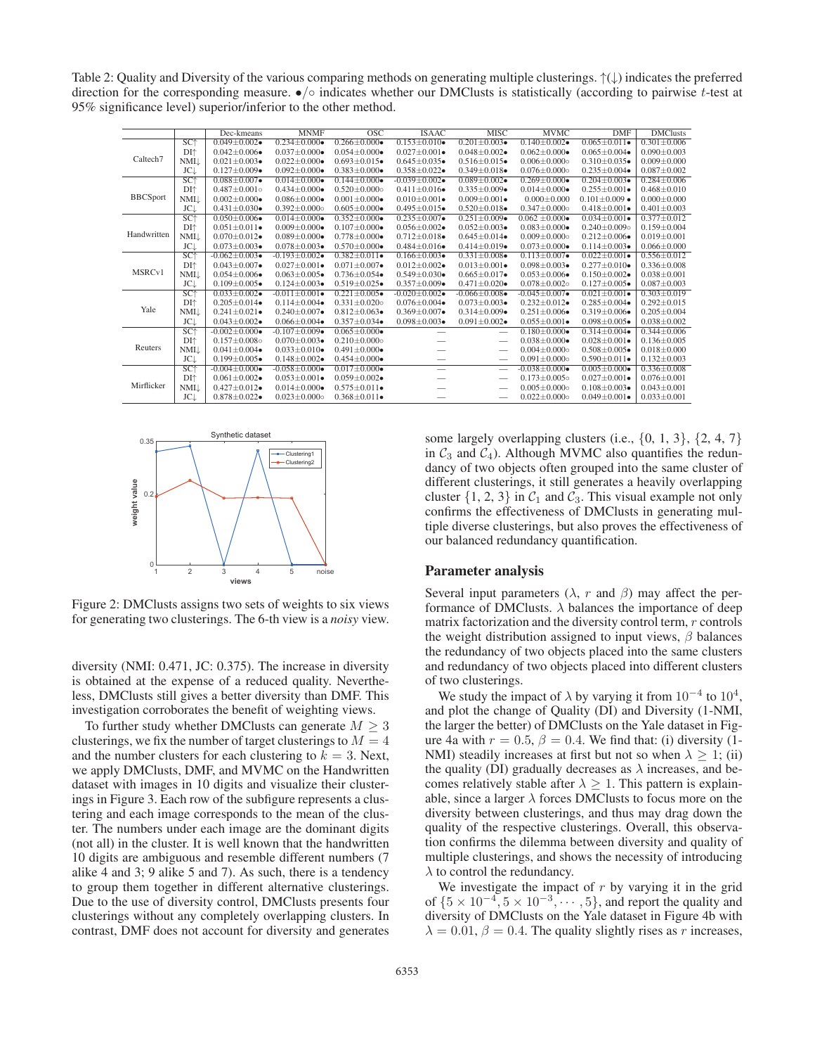Table 2: Quality and Diversity of the various comparing methods on generating multiple clusterings. ↑(↓) indicates the preferred direction for the corresponding measure. •/∘ indicates whether our DMClusts is statistically (according to pairwise $t$-test at 95% significance level) superior/inferior to the other method.

| | | Dec-kmeans | MNMF | OSC | ISAAC | MISC | MVMC | DMF | DMClusts |
|---|---|---|---|---|---|---|---|---|---|
| Caltech7 | SC↑ | 0.049±0.002• | 0.234±0.000• | 0.266±0.000• | 0.153±0.010• | 0.201±0.003• | 0.140±0.002• | 0.065±0.011• | 0.301±0.006 |
| | DI↑ | 0.042±0.006• | 0.037±0.000• | 0.054±0.000• | 0.027±0.001• | 0.048±0.002• | 0.062±0.000• | 0.065±0.004• | 0.090±0.003 |
| | NMI↓ | 0.021±0.003• | 0.022±0.000• | 0.693±0.015• | 0.645±0.035• | 0.516±0.015• | 0.006±0.000∘ | 0.310±0.035• | 0.009±0.000 |
| | JC↓ | 0.127±0.009• | 0.092±0.000• | 0.383±0.000• | 0.358±0.022• | 0.349±0.018• | 0.076±0.000∘ | 0.235±0.004• | 0.087±0.002 |
| BBCSport | SC↑ | 0.088±0.007• | 0.014±0.000• | 0.144±0.000• | -0.039±0.002• | 0.089±0.002• | 0.269±0.000• | 0.204±0.003• | 0.284±0.006 |
| | DI↑ | 0.487±0.001∘ | 0.434±0.000• | 0.520±0.000∘ | 0.411±0.016• | 0.335±0.009• | 0.014±0.000• | 0.255±0.001• | 0.468±0.010 |
| | NMI↓ | 0.002±0.000• | 0.086±0.000• | 0.001±0.000• | 0.010±0.001• | 0.009±0.001• | 0.000±0.000 | 0.101±0.009 • | 0.000±0.000 |
| | JC↓ | 0.431±0.030• | 0.392±0.000∘ | 0.605±0.000• | 0.495±0.015• | 0.520±0.018• | 0.347±0.000∘ | 0.418±0.001• | 0.401±0.003 |
| Handwritten | SC↑ | 0.050±0.006• | 0.014±0.000• | 0.352±0.000• | 0.235±0.007• | 0.251±0.009• | 0.062 ±0.000• | 0.034±0.001• | 0.377±0.012 |
| | DI↑ | 0.051±0.011• | 0.009±0.000• | 0.107±0.000• | 0.056±0.002• | 0.052±0.003• | 0.083±0.000• | 0.240±0.009∘ | 0.159±0.004 |
| | NMI↓ | 0.070±0.012• | 0.089±0.000• | 0.778±0.000• | 0.712±0.018• | 0.645±0.014• | 0.009±0.000∘ | 0.212±0.006• | 0.019±0.001 |
| | JC↓ | 0.073±0.003• | 0.078±0.003• | 0.570±0.000• | 0.484±0.016• | 0.414±0.019• | 0.073±0.000• | 0.114±0.003• | 0.066±0.000 |
| MSRCv1 | SC↑ | -0.062±0.003• | -0.193±0.002• | 0.382±0.011• | 0.166±0.003• | 0.331±0.008• | 0.113±0.007• | 0.022±0.001• | 0.556±0.012 |
| | DI↑ | 0.043±0.007• | 0.027±0.001• | 0.071±0.007• | 0.012±0.002• | 0.013±0.001• | 0.098±0.003• | 0.277±0.010• | 0.336±0.008 |
| | NMI↓ | 0.054±0.006• | 0.063±0.005• | 0.736±0.054• | 0.549±0.030• | 0.665±0.017• | 0.053±0.006• | 0.150±0.002• | 0.038±0.001 |
| | JC↓ | 0.109±0.005• | 0.124±0.003• | 0.519±0.025• | 0.357±0.009• | 0.471±0.020• | 0.078±0.002∘ | 0.127±0.005• | 0.087±0.003 |
| Yale | SC↑ | 0.033±0.002• | -0.011±0.001• | 0.221±0.005• | -0.020±0.002• | -0.066±0.008• | -0.045±0.007• | 0.021±0.001• | 0.303±0.019 |
| | DI↑ | 0.205±0.014• | 0.114±0.004• | 0.331±0.020∘ | 0.076±0.004• | 0.073±0.003• | 0.232±0.012• | 0.285±0.004• | 0.292±0.015 |
| | NMI↓ | 0.241±0.021• | 0.240±0.007• | 0.812±0.063• | 0.369±0.007• | 0.314±0.009• | 0.251±0.006• | 0.319±0.006• | 0.205±0.004 |
| | JC↓ | 0.043±0.002• | 0.066±0.004• | 0.357±0.034• | 0.098±0.003• | 0.091±0.002• | 0.055±0.001• | 0.098±0.005• | 0.038±0.002 |
| Reuters | SC↑ | -0.002±0.000• | -0.107±0.009• | 0.065±0.000• | — | — | 0.180±0.000• | 0.314±0.004• | 0.344±0.006 |
| | DI↑ | 0.157±0.008∘ | 0.070±0.003• | 0.210±0.000∘ | — | — | 0.038±0.000• | 0.028±0.001• | 0.136±0.005 |
| | NMI↓ | 0.041±0.004• | 0.033±0.010• | 0.491±0.000• | — | — | 0.004±0.000∘ | 0.508±0.005• | 0.018±0.000 |
| | JC↓ | 0.199±0.005• | 0.148±0.002• | 0.454±0.000• | — | — | 0.091±0.000∘ | 0.590±0.011• | 0.132±0.003 |
| Mirflicker | SC↑ | -0.004±0.000• | -0.058±0.000• | 0.017±0.000• | — | — | -0.038±0.000• | 0.005±0.000• | 0.336±0.008 |
| | DI↑ | 0.061±0.002• | 0.053±0.001• | 0.059±0.002• | — | — | 0.173±0.005∘ | 0.027±0.001• | 0.076±0.001 |
| | NMI↓ | 0.427±0.012• | 0.014±0.000• | 0.575±0.011• | — | — | 0.005±0.000∘ | 0.108±0.003• | 0.043±0.001 |
| | JC↓ | 0.878±0.022• | 0.023±0.000∘ | 0.368±0.011• | — | — | 0.022±0.000∘ | 0.049±0.001• | 0.033±0.001 |

Figure 2: DMClusts assigns two sets of weights to six views for generating two clusterings. The 6-th view is a *noisy* view.

diversity (NMI: 0.471, JC: 0.375). The increase in diversity is obtained at the expense of a reduced quality. Nevertheless, DMClusts still gives a better diversity than DMF. This investigation corroborates the benefit of weighting views.

To further study whether DMClusts can generate $M \geq 3$ clusterings, we fix the number of target clusterings to $M = 4$ and the number clusters for each clustering to $k = 3$. Next, we apply DMClusts, DMF, and MVMC on the Handwritten dataset with images in 10 digits and visualize their clusterings in Figure 3. Each row of the subfigure represents a clustering and each image corresponds to the mean of the cluster. The numbers under each image are the dominant digits (not all) in the cluster. It is well known that the handwritten 10 digits are ambiguous and resemble different numbers (7 alike 4 and 3; 9 alike 5 and 7). As such, there is a tendency to group them together in different alternative clusterings. Due to the use of diversity control, DMClusts presents four clusterings without any completely overlapping clusters. In contrast, DMF does not account for diversity and generates some largely overlapping clusters (i.e., {0, 1, 3}, {2, 4, 7} in $\mathcal{C}_3$ and $\mathcal{C}_4$). Although MVMC also quantifies the redundancy of two objects often grouped into the same cluster of different clusterings, it still generates a heavily overlapping cluster {1, 2, 3} in $\mathcal{C}_1$ and $\mathcal{C}_3$. This visual example not only confirms the effectiveness of DMClusts in generating multiple diverse clusterings, but also proves the effectiveness of our balanced redundancy quantification.

## Parameter analysis

Several input parameters ($\lambda$, $r$ and $\beta$) may affect the performance of DMClusts. $\lambda$ balances the importance of deep matrix factorization and the diversity control term, $r$ controls the weight distribution assigned to input views, $\beta$ balances the redundancy of two objects placed into the same clusters and redundancy of two objects placed into different clusters of two clusterings.

We study the impact of $\lambda$ by varying it from $10^{-4}$ to $10^{4}$, and plot the change of Quality (DI) and Diversity (1-NMI, the larger the better) of DMClusts on the Yale dataset in Figure 4a with $r = 0.5$, $\beta = 0.4$. We find that: (i) diversity (1-NMI) steadily increases at first but not so when $\lambda \geq 1$; (ii) the quality (DI) gradually decreases as $\lambda$ increases, and becomes relatively stable after $\lambda \geq 1$. This pattern is explainable, since a larger $\lambda$ forces DMClusts to focus more on the diversity between clusterings, and thus may drag down the quality of the respective clusterings. Overall, this observation confirms the dilemma between diversity and quality of multiple clusterings, and shows the necessity of introducing $\lambda$ to control the redundancy.

We investigate the impact of $r$ by varying it in the grid of $\{5 \times 10^{-4}, 5 \times 10^{-3}, \cdots, 5\}$, and report the quality and diversity of DMClusts on the Yale dataset in Figure 4b with $\lambda = 0.01$, $\beta = 0.4$. The quality slightly rises as $r$ increases,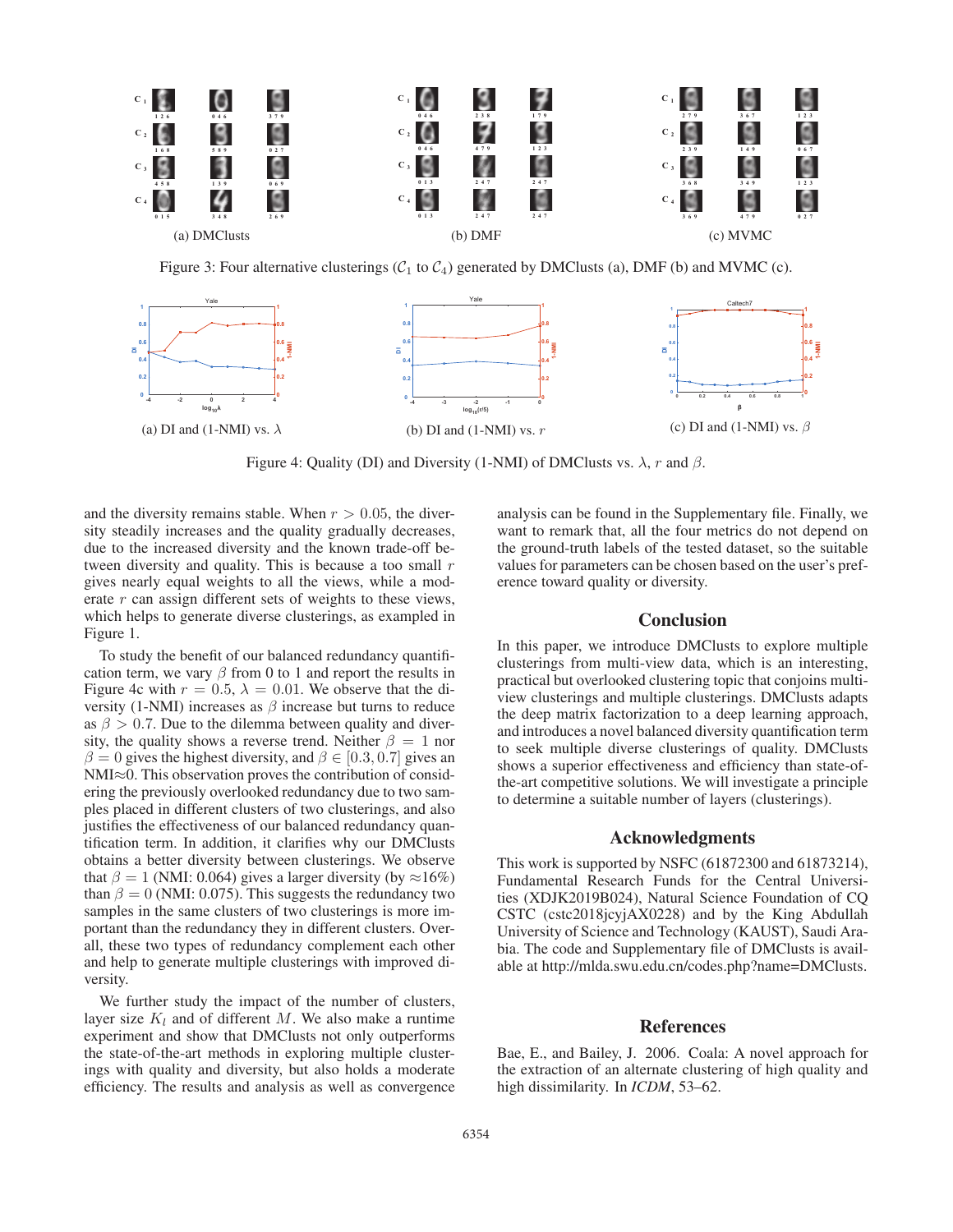(a) DMClusts

(b) DMF

(c) MVMC

Figure 3: Four alternative clusterings ($\mathcal{C}_1$ to $\mathcal{C}_4$) generated by DMClusts (a), DMF (b) and MVMC (c).

(a) DI and (1-NMI) vs. $\lambda$

(b) DI and (1-NMI) vs. $r$

(c) DI and (1-NMI) vs. $\beta$

Figure 4: Quality (DI) and Diversity (1-NMI) of DMClusts vs. $\lambda$, $r$ and $\beta$.

and the diversity remains stable. When $r > 0.05$, the diversity steadily increases and the quality gradually decreases, due to the increased diversity and the known trade-off between diversity and quality. This is because a too small $r$ gives nearly equal weights to all the views, while a moderate $r$ can assign different sets of weights to these views, which helps to generate diverse clusterings, as exampled in Figure 1.

To study the benefit of our balanced redundancy quantification term, we vary $\beta$ from 0 to 1 and report the results in Figure 4c with $r = 0.5$, $\lambda = 0.01$. We observe that the diversity (1-NMI) increases as $\beta$ increase but turns to reduce as $\beta > 0.7$. Due to the dilemma between quality and diversity, the quality shows a reverse trend. Neither $\beta = 1$ nor $\beta = 0$ gives the highest diversity, and $\beta \in [0.3, 0.7]$ gives an NMI≈0. This observation proves the contribution of considering the previously overlooked redundancy due to two samples placed in different clusters of two clusterings, and also justifies the effectiveness of our balanced redundancy quantification term. In addition, it clarifies why our DMClusts obtains a better diversity between clusterings. We observe that $\beta = 1$ (NMI: 0.064) gives a larger diversity (by ≈16%) than $\beta = 0$ (NMI: 0.075). This suggests the redundancy two samples in the same clusters of two clusterings is more important than the redundancy they in different clusters. Overall, these two types of redundancy complement each other and help to generate multiple clusterings with improved diversity.

We further study the impact of the number of clusters, layer size $K_l$ and of different $M$. We also make a runtime experiment and show that DMClusts not only outperforms the state-of-the-art methods in exploring multiple clusterings with quality and diversity, but also holds a moderate efficiency. The results and analysis as well as convergence analysis can be found in the Supplementary file. Finally, we want to remark that, all the four metrics do not depend on the ground-truth labels of the tested dataset, so the suitable values for parameters can be chosen based on the user's preference toward quality or diversity.

## Conclusion

In this paper, we introduce DMClusts to explore multiple clusterings from multi-view data, which is an interesting, practical but overlooked clustering topic that conjoins multi-view clusterings and multiple clusterings. DMClusts adapts the deep matrix factorization to a deep learning approach, and introduces a novel balanced diversity quantification term to seek multiple diverse clusterings of quality. DMClusts shows a superior effectiveness and efficiency than state-of-the-art competitive solutions. We will investigate a principle to determine a suitable number of layers (clusterings).

## Acknowledgments

This work is supported by NSFC (61872300 and 61873214), Fundamental Research Funds for the Central Universities (XDJK2019B024), Natural Science Foundation of CQ CSTC (cstc2018jcyjAX0228) and by the King Abdullah University of Science and Technology (KAUST), Saudi Arabia. The code and Supplementary file of DMClusts is available at http://mlda.swu.edu.cn/codes.php?name=DMClusts.

## References

Bae, E., and Bailey, J. 2006. Coala: A novel approach for the extraction of an alternate clustering of high quality and high dissimilarity. In *ICDM*, 53–62.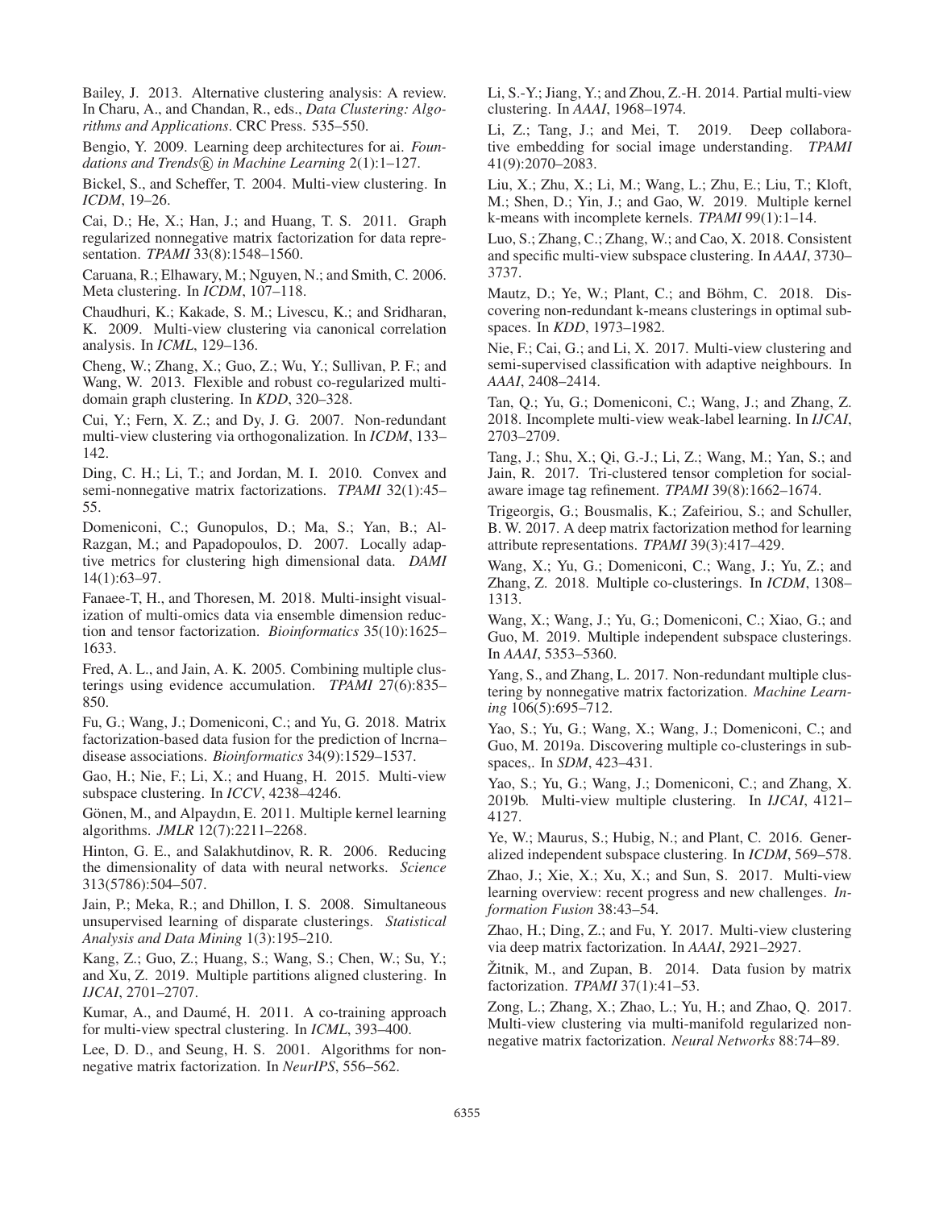Bailey, J. 2013. Alternative clustering analysis: A review. In Charu, A., and Chandan, R., eds., *Data Clustering: Algorithms and Applications*. CRC Press. 535–550.

Bengio, Y. 2009. Learning deep architectures for ai. *Foundations and Trends® in Machine Learning* 2(1):1–127.

Bickel, S., and Scheffer, T. 2004. Multi-view clustering. In *ICDM*, 19–26.

Cai, D.; He, X.; Han, J.; and Huang, T. S. 2011. Graph regularized nonnegative matrix factorization for data representation. *TPAMI* 33(8):1548–1560.

Caruana, R.; Elhawary, M.; Nguyen, N.; and Smith, C. 2006. Meta clustering. In *ICDM*, 107–118.

Chaudhuri, K.; Kakade, S. M.; Livescu, K.; and Sridharan, K. 2009. Multi-view clustering via canonical correlation analysis. In *ICML*, 129–136.

Cheng, W.; Zhang, X.; Guo, Z.; Wu, Y.; Sullivan, P. F.; and Wang, W. 2013. Flexible and robust co-regularized multi-domain graph clustering. In *KDD*, 320–328.

Cui, Y.; Fern, X. Z.; and Dy, J. G. 2007. Non-redundant multi-view clustering via orthogonalization. In *ICDM*, 133–142.

Ding, C. H.; Li, T.; and Jordan, M. I. 2010. Convex and semi-nonnegative matrix factorizations. *TPAMI* 32(1):45–55.

Domeniconi, C.; Gunopulos, D.; Ma, S.; Yan, B.; Al-Razgan, M.; and Papadopoulos, D. 2007. Locally adaptive metrics for clustering high dimensional data. *DAMI* 14(1):63–97.

Fanaee-T, H., and Thoresen, M. 2018. Multi-insight visualization of multi-omics data via ensemble dimension reduction and tensor factorization. *Bioinformatics* 35(10):1625–1633.

Fred, A. L., and Jain, A. K. 2005. Combining multiple clusterings using evidence accumulation. *TPAMI* 27(6):835–850.

Fu, G.; Wang, J.; Domeniconi, C.; and Yu, G. 2018. Matrix factorization-based data fusion for the prediction of lncrna–disease associations. *Bioinformatics* 34(9):1529–1537.

Gao, H.; Nie, F.; Li, X.; and Huang, H. 2015. Multi-view subspace clustering. In *ICCV*, 4238–4246.

Gönen, M., and Alpaydın, E. 2011. Multiple kernel learning algorithms. *JMLR* 12(7):2211–2268.

Hinton, G. E., and Salakhutdinov, R. R. 2006. Reducing the dimensionality of data with neural networks. *Science* 313(5786):504–507.

Jain, P.; Meka, R.; and Dhillon, I. S. 2008. Simultaneous unsupervised learning of disparate clusterings. *Statistical Analysis and Data Mining* 1(3):195–210.

Kang, Z.; Guo, Z.; Huang, S.; Wang, S.; Chen, W.; Su, Y.; and Xu, Z. 2019. Multiple partitions aligned clustering. In *IJCAI*, 2701–2707.

Kumar, A., and Daumé, H. 2011. A co-training approach for multi-view spectral clustering. In *ICML*, 393–400.

Lee, D. D., and Seung, H. S. 2001. Algorithms for non-negative matrix factorization. In *NeurIPS*, 556–562.

Li, S.-Y.; Jiang, Y.; and Zhou, Z.-H. 2014. Partial multi-view clustering. In *AAAI*, 1968–1974.

Li, Z.; Tang, J.; and Mei, T. 2019. Deep collaborative embedding for social image understanding. *TPAMI* 41(9):2070–2083.

Liu, X.; Zhu, X.; Li, M.; Wang, L.; Zhu, E.; Liu, T.; Kloft, M.; Shen, D.; Yin, J.; and Gao, W. 2019. Multiple kernel k-means with incomplete kernels. *TPAMI* 99(1):1–14.

Luo, S.; Zhang, C.; Zhang, W.; and Cao, X. 2018. Consistent and specific multi-view subspace clustering. In *AAAI*, 3730–3737.

Mautz, D.; Ye, W.; Plant, C.; and Böhm, C. 2018. Discovering non-redundant k-means clusterings in optimal subspaces. In *KDD*, 1973–1982.

Nie, F.; Cai, G.; and Li, X. 2017. Multi-view clustering and semi-supervised classification with adaptive neighbours. In *AAAI*, 2408–2414.

Tan, Q.; Yu, G.; Domeniconi, C.; Wang, J.; and Zhang, Z. 2018. Incomplete multi-view weak-label learning. In *IJCAI*, 2703–2709.

Tang, J.; Shu, X.; Qi, G.-J.; Li, Z.; Wang, M.; Yan, S.; and Jain, R. 2017. Tri-clustered tensor completion for social-aware image tag refinement. *TPAMI* 39(8):1662–1674.

Trigeorgis, G.; Bousmalis, K.; Zafeiriou, S.; and Schuller, B. W. 2017. A deep matrix factorization method for learning attribute representations. *TPAMI* 39(3):417–429.

Wang, X.; Yu, G.; Domeniconi, C.; Wang, J.; Yu, Z.; and Zhang, Z. 2018. Multiple co-clusterings. In *ICDM*, 1308–1313.

Wang, X.; Wang, J.; Yu, G.; Domeniconi, C.; Xiao, G.; and Guo, M. 2019. Multiple independent subspace clusterings. In *AAAI*, 5353–5360.

Yang, S., and Zhang, L. 2017. Non-redundant multiple clustering by nonnegative matrix factorization. *Machine Learning* 106(5):695–712.

Yao, S.; Yu, G.; Wang, X.; Wang, J.; Domeniconi, C.; and Guo, M. 2019a. Discovering multiple co-clusterings in subspaces,. In *SDM*, 423–431.

Yao, S.; Yu, G.; Wang, J.; Domeniconi, C.; and Zhang, X. 2019b. Multi-view multiple clustering. In *IJCAI*, 4121–4127.

Ye, W.; Maurus, S.; Hubig, N.; and Plant, C. 2016. Generalized independent subspace clustering. In *ICDM*, 569–578.

Zhao, J.; Xie, X.; Xu, X.; and Sun, S. 2017. Multi-view learning overview: recent progress and new challenges. *Information Fusion* 38:43–54.

Zhao, H.; Ding, Z.; and Fu, Y. 2017. Multi-view clustering via deep matrix factorization. In *AAAI*, 2921–2927.

Žitnik, M., and Zupan, B. 2014. Data fusion by matrix factorization. *TPAMI* 37(1):41–53.

Zong, L.; Zhang, X.; Zhao, L.; Yu, H.; and Zhao, Q. 2017. Multi-view clustering via multi-manifold regularized non-negative matrix factorization. *Neural Networks* 88:74–89.